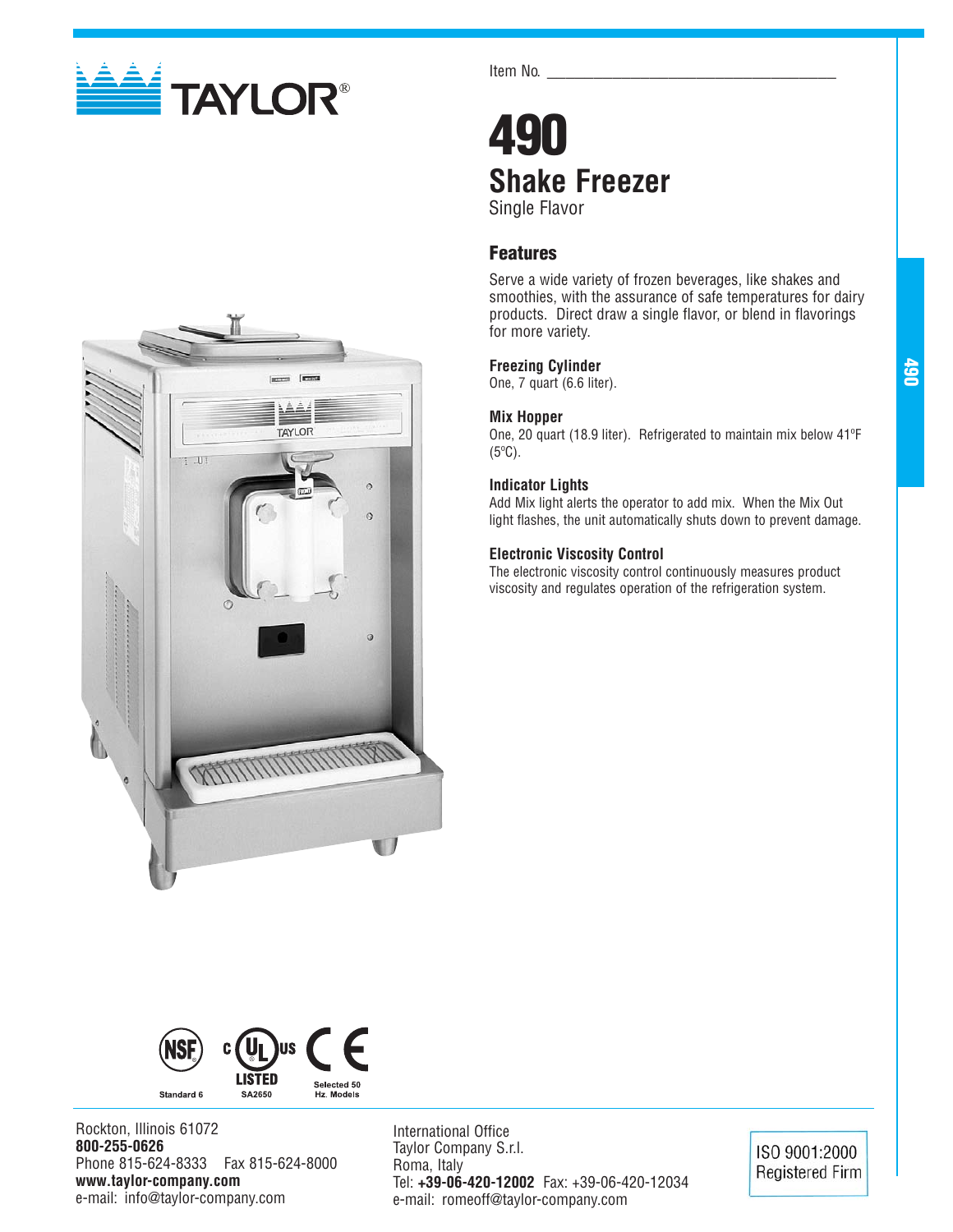TAYLOR®

Item No. ___________________________________

# 490

## Shake Freezer

Single Flavor

### Features

Serve a wide variety of frozen beverages, like shakes and smoothies, with the assurance of safe temperatures for dairy products. Direct draw a single flavor, or blend in flavorings for more variety.

**Freezing Cylinder**
One, 7 quart (6.6 liter).

**Mix Hopper**
One, 20 quart (18.9 liter). Refrigerated to maintain mix below 41ºF (5ºC).

**Indicator Lights**
Add Mix light alerts the operator to add mix. When the Mix Out light flashes, the unit automatically shuts down to prevent damage.

**Electronic Viscosity Control**
The electronic viscosity control continuously measures product viscosity and regulates operation of the refrigeration system.

NSF Standard 6 — c UL us LISTED SA2650 — CE Selected 50 Hz. Models

Rockton, Illinois 61072
**800-255-0626**
Phone 815-624-8333 Fax 815-624-8000
**www.taylor-company.com**
e-mail: info@taylor-company.com

International Office
Taylor Company S.r.l.
Roma, Italy
Tel: **+39-06-420-12002** Fax: +39-06-420-12034
e-mail: romeoff@taylor-company.com

ISO 9001:2000 Registered Firm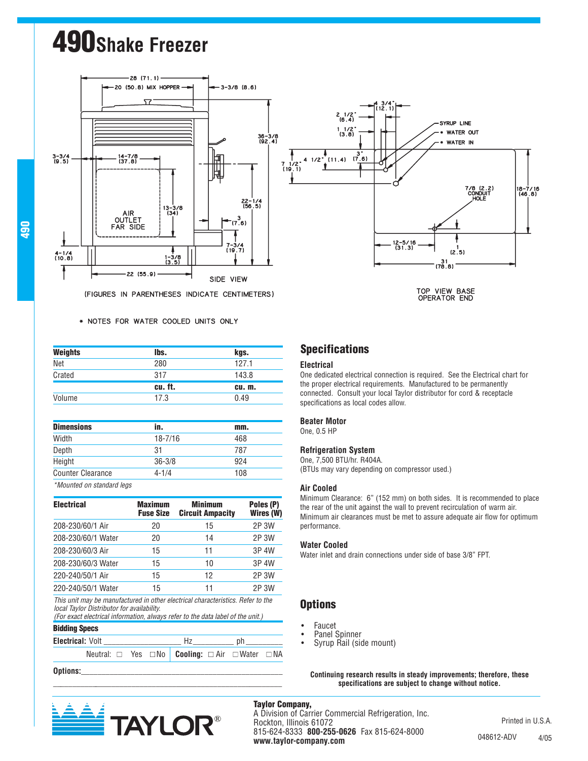# 490 Shake Freezer

28 (71.1)
20 (50.8) MIX HOPPER
3-3/8 (8.6)
36-3/8 (92.4)
3-3/4 (9.5)
14-7/8 (37.8)
13-3/8 (34)
AIR OUTLET FAR SIDE
22-1/4 (56.5)
3 (7.6)
7-3/4 (19.7)
4-1/4 (10.8)
1-3/8 (3.5)
22 (55.9)
SIDE VIEW

(FIGURES IN PARENTHESES INDICATE CENTIMETERS)

4 3/4" (12.1)
2 1/2" (6.4)
1 1/2" (3.8)
SYRUP LINE
* WATER OUT
* WATER IN
7 1/2" (19.1)
4 1/2" (11.4)
3" (7.6)
7/8 (2.2) CONDUIT HOLE
18-7/16 (46.8)
12-5/16 (31.3)
1 (2.5)
31 (78.8)

TOP VIEW BASE OPERATOR END

* NOTES FOR WATER COOLED UNITS ONLY

| Weights | lbs. | kgs. |
|---|---|---|
| Net | 280 | 127.1 |
| Crated | 317 | 143.8 |
| | **cu. ft.** | **cu. m.** |
| Volume | 17.3 | 0.49 |

| Dimensions | in. | mm. |
|---|---|---|
| Width | 18-7/16 | 468 |
| Depth | 31 | 787 |
| Height | 36-3/8 | 924 |
| Counter Clearance | 4-1/4 | 108 |

*\*Mounted on standard legs*

| Electrical | Maximum Fuse Size | Minimum Circuit Ampacity | Poles (P) Wires (W) |
|---|---|---|---|
| 208-230/60/1 Air | 20 | 15 | 2P 3W |
| 208-230/60/1 Water | 20 | 14 | 2P 3W |
| 208-230/60/3 Air | 15 | 11 | 3P 4W |
| 208-230/60/3 Water | 15 | 10 | 3P 4W |
| 220-240/50/1 Air | 15 | 12 | 2P 3W |
| 220-240/50/1 Water | 15 | 11 | 2P 3W |

*This unit may be manufactured in other electrical characteristics. Refer to the local Taylor Distributor for availability.*
*(For exact electrical information, always refer to the data label of the unit.)*

**Bidding Specs**

**Electrical:** Volt ____________________ Hz__________ ph_________

Neutral: ☐ Yes ☐No | **Cooling:** ☐ Air ☐Water ☐NA

**Options:**______________________________________________

## Specifications

### Electrical

One dedicated electrical connection is required. See the Electrical chart for the proper electrical requirements. Manufactured to be permanently connected. Consult your local Taylor distributor for cord & receptacle specifications as local codes allow.

### Beater Motor

One, 0.5 HP

### Refrigeration System

One, 7,500 BTU/hr. R404A.
(BTUs may vary depending on compressor used.)

### Air Cooled

Minimum Clearance: 6" (152 mm) on both sides. It is recommended to place the rear of the unit against the wall to prevent recirculation of warm air. Minimum air clearances must be met to assure adequate air flow for optimum performance.

### Water Cooled

Water inlet and drain connections under side of base 3/8" FPT.

## Options

- Faucet
- Panel Spinner
- Syrup Rail (side mount)

**Continuing research results in steady improvements; therefore, these specifications are subject to change without notice.**

TAYLOR®

**Taylor Company,**
A Division of Carrier Commercial Refrigeration, Inc.
Rockton, Illinois 61072
815-624-8333 **800-255-0626** Fax 815-624-8000
**www.taylor-company.com**

Printed in U.S.A.

048612-ADV 4/05